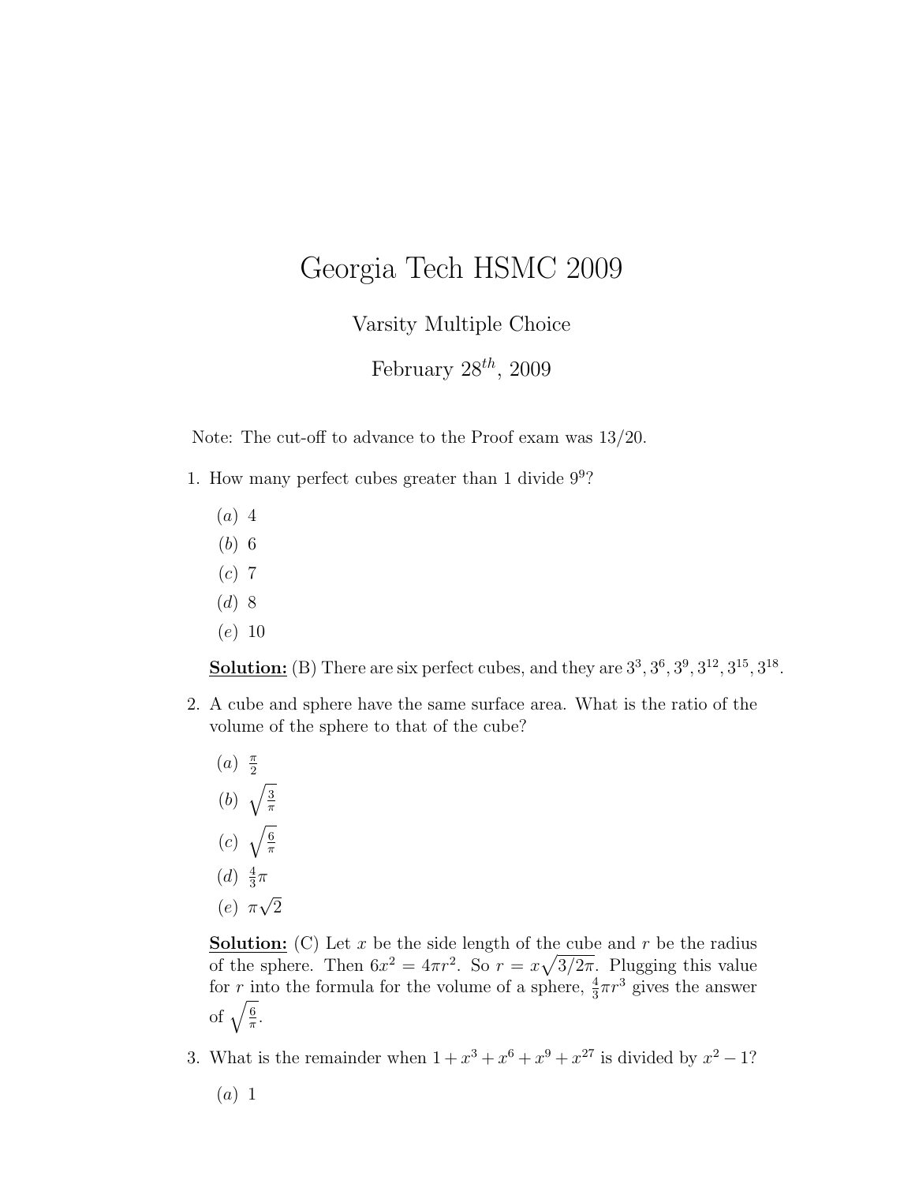# Georgia Tech HSMC 2009

Varsity Multiple Choice

February $28^{th}$, 2009

Note: The cut-off to advance to the Proof exam was 13/20.

1. How many perfect cubes greater than 1 divide $9^9$?

   $(a)$ 4
   $(b)$ 6
   $(c)$ 7
   $(d)$ 8
   $(e)$ 10

   **Solution:** (B) There are six perfect cubes, and they are $3^3, 3^6, 3^9, 3^{12}, 3^{15}, 3^{18}$.

2. A cube and sphere have the same surface area. What is the ratio of the volume of the sphere to that of the cube?

   $(a)$ $\frac{\pi}{2}$
   $(b)$ $\sqrt{\frac{3}{\pi}}$
   $(c)$ $\sqrt{\frac{6}{\pi}}$
   $(d)$ $\frac{4}{3}\pi$
   $(e)$ $\pi\sqrt{2}$

   **Solution:** (C) Let $x$ be the side length of the cube and $r$ be the radius of the sphere. Then $6x^2 = 4\pi r^2$. So $r = x\sqrt{3/2\pi}$. Plugging this value for $r$ into the formula for the volume of a sphere, $\frac{4}{3}\pi r^3$ gives the answer of $\sqrt{\frac{6}{\pi}}$.

3. What is the remainder when $1 + x^3 + x^6 + x^9 + x^{27}$ is divided by $x^2 - 1$?

   $(a)$ 1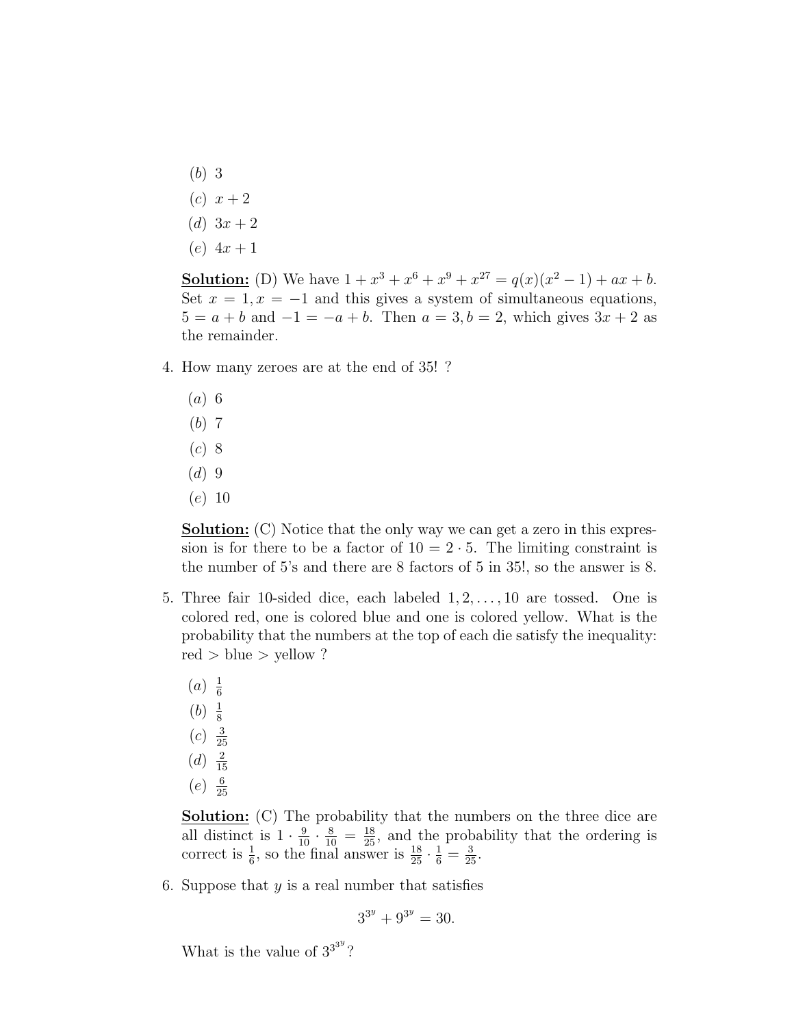(b) 3

(c) $x + 2$

(d) $3x + 2$

(e) $4x + 1$

**Solution:** (D) We have $1 + x^3 + x^6 + x^9 + x^{27} = q(x)(x^2 - 1) + ax + b$. Set $x = 1, x = -1$ and this gives a system of simultaneous equations, $5 = a + b$ and $-1 = -a + b$. Then $a = 3, b = 2$, which gives $3x + 2$ as the remainder.

4. How many zeroes are at the end of 35! ?

(a) 6

(b) 7

(c) 8

(d) 9

(e) 10

**Solution:** (C) Notice that the only way we can get a zero in this expression is for there to be a factor of $10 = 2 \cdot 5$. The limiting constraint is the number of 5's and there are 8 factors of 5 in 35!, so the answer is 8.

5. Three fair 10-sided dice, each labeled $1, 2, \ldots, 10$ are tossed. One is colored red, one is colored blue and one is colored yellow. What is the probability that the numbers at the top of each die satisfy the inequality: red > blue > yellow ?

(a) $\frac{1}{6}$

(b) $\frac{1}{8}$

(c) $\frac{3}{25}$

(d) $\frac{2}{15}$

(e) $\frac{6}{25}$

**Solution:** (C) The probability that the numbers on the three dice are all distinct is $1 \cdot \frac{9}{10} \cdot \frac{8}{10} = \frac{18}{25}$, and the probability that the ordering is correct is $\frac{1}{6}$, so the final answer is $\frac{18}{25} \cdot \frac{1}{6} = \frac{3}{25}$.

6. Suppose that $y$ is a real number that satisfies

$$3^{3^y} + 9^{3^y} = 30.$$

What is the value of $3^{3^{3^y}}$?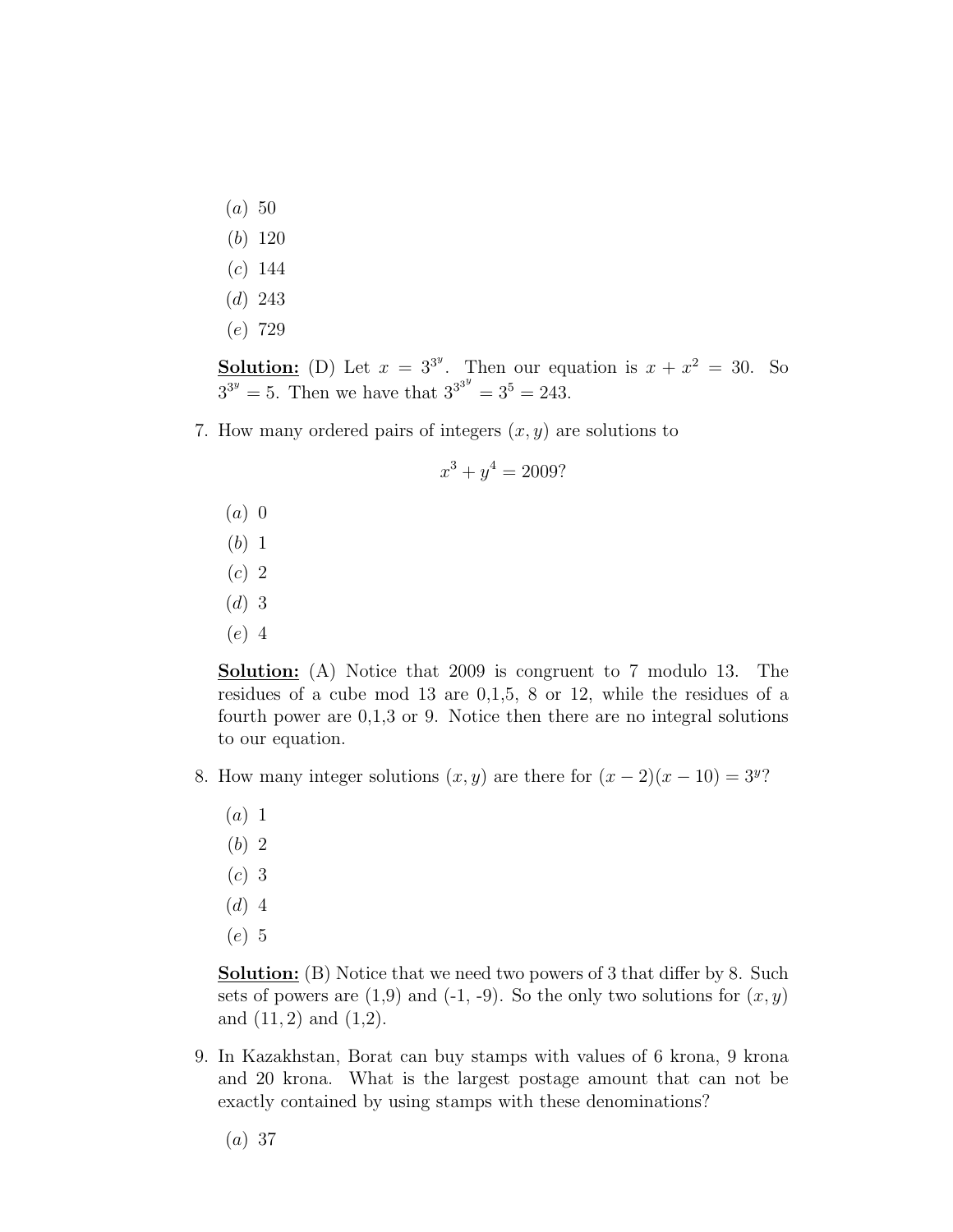(a) 50
(b) 120
(c) 144
(d) 243
(e) 729

**Solution:** (D) Let $x = 3^{3^y}$. Then our equation is $x + x^2 = 30$. So $3^{3^y} = 5$. Then we have that $3^{3^{3^y}} = 3^5 = 243$.

7. How many ordered pairs of integers $(x, y)$ are solutions to

$$x^3 + y^4 = 2009?$$

   (a) 0
   (b) 1
   (c) 2
   (d) 3
   (e) 4

   **Solution:** (A) Notice that 2009 is congruent to 7 modulo 13. The residues of a cube mod 13 are 0,1,5, 8 or 12, while the residues of a fourth power are 0,1,3 or 9. Notice then there are no integral solutions to our equation.

8. How many integer solutions $(x, y)$ are there for $(x - 2)(x - 10) = 3^y$?

   (a) 1
   (b) 2
   (c) 3
   (d) 4
   (e) 5

   **Solution:** (B) Notice that we need two powers of 3 that differ by 8. Such sets of powers are (1,9) and (-1, -9). So the only two solutions for $(x, y)$ and $(11, 2)$ and $(1,2)$.

9. In Kazakhstan, Borat can buy stamps with values of 6 krona, 9 krona and 20 krona. What is the largest postage amount that can not be exactly contained by using stamps with these denominations?

   (a) 37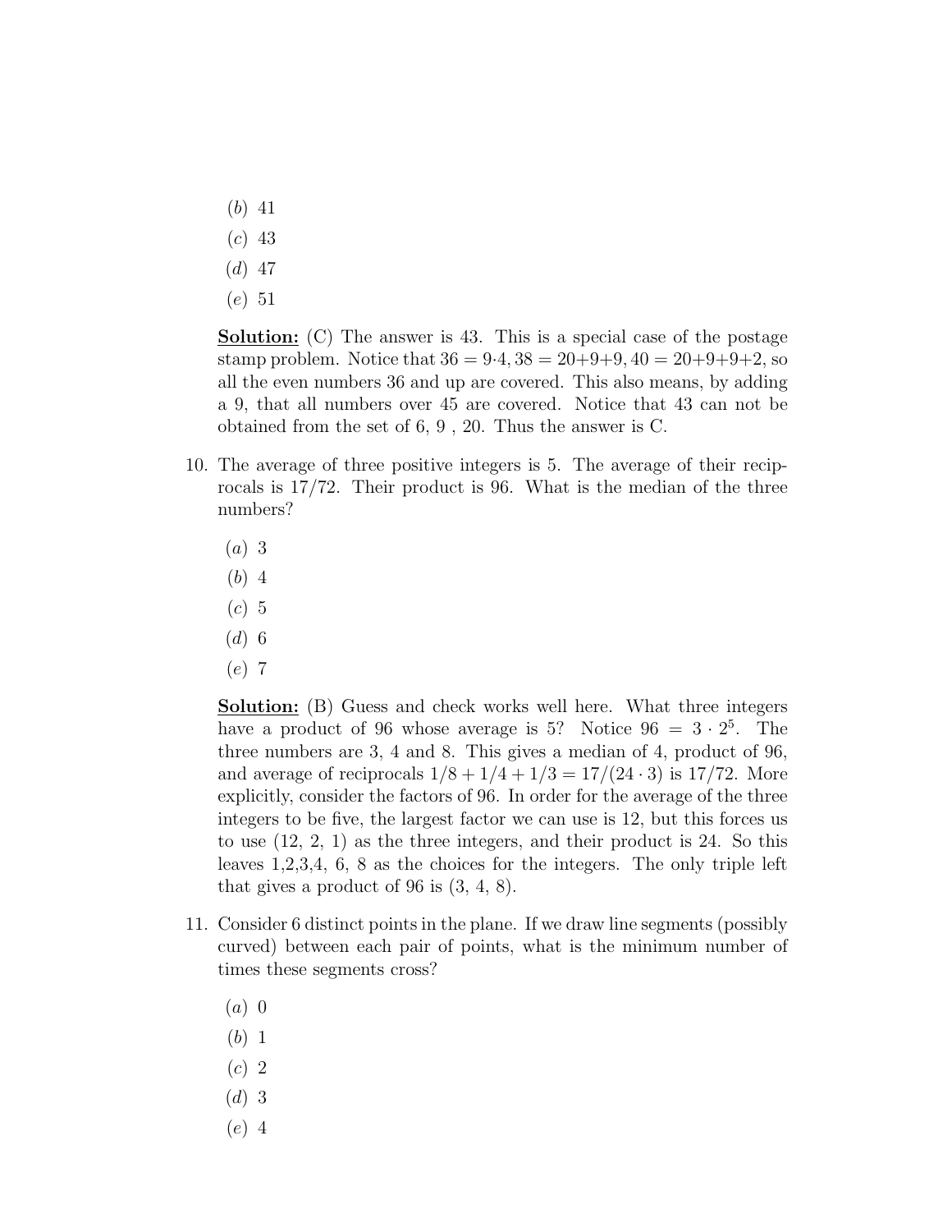(*b*) 41

(*c*) 43

(*d*) 47

(*e*) 51

**Solution:** (C) The answer is 43. This is a special case of the postage stamp problem. Notice that $36 = 9{\cdot}4, 38 = 20{+}9{+}9, 40 = 20{+}9{+}9{+}2$, so all the even numbers 36 and up are covered. This also means, by adding a 9, that all numbers over 45 are covered. Notice that 43 can not be obtained from the set of 6, 9 , 20. Thus the answer is C.

10. The average of three positive integers is 5. The average of their reciprocals is 17/72. Their product is 96. What is the median of the three numbers?

    (*a*) 3

    (*b*) 4

    (*c*) 5

    (*d*) 6

    (*e*) 7

    **Solution:** (B) Guess and check works well here. What three integers have a product of 96 whose average is 5? Notice $96 = 3 \cdot 2^5$. The three numbers are 3, 4 and 8. This gives a median of 4, product of 96, and average of reciprocals $1/8 + 1/4 + 1/3 = 17/(24 \cdot 3)$ is 17/72. More explicitly, consider the factors of 96. In order for the average of the three integers to be five, the largest factor we can use is 12, but this forces us to use (12, 2, 1) as the three integers, and their product is 24. So this leaves 1,2,3,4, 6, 8 as the choices for the integers. The only triple left that gives a product of 96 is (3, 4, 8).

11. Consider 6 distinct points in the plane. If we draw line segments (possibly curved) between each pair of points, what is the minimum number of times these segments cross?

    (*a*) 0

    (*b*) 1

    (*c*) 2

    (*d*) 3

    (*e*) 4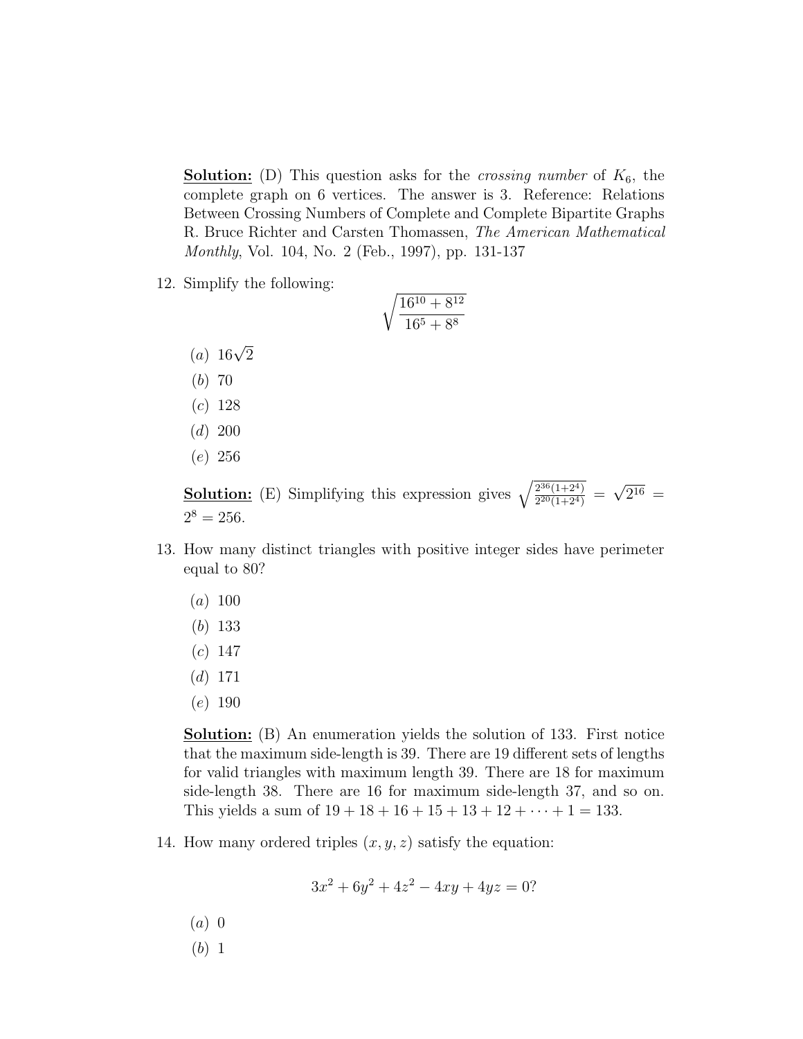**Solution:** (D) This question asks for the *crossing number* of $K_6$, the complete graph on 6 vertices. The answer is 3. Reference: Relations Between Crossing Numbers of Complete and Complete Bipartite Graphs R. Bruce Richter and Carsten Thomassen, *The American Mathematical Monthly*, Vol. 104, No. 2 (Feb., 1997), pp. 131-137

12. Simplify the following:

$$\sqrt{\frac{16^{10}+8^{12}}{16^5+8^8}}$$

   (a) $16\sqrt{2}$
   (b) 70
   (c) 128
   (d) 200
   (e) 256

   **Solution:** (E) Simplifying this expression gives $\sqrt{\frac{2^{36}(1+2^4)}{2^{20}(1+2^4)}} = \sqrt{2^{16}} = 2^8 = 256$.

13. How many distinct triangles with positive integer sides have perimeter equal to 80?

   (a) 100
   (b) 133
   (c) 147
   (d) 171
   (e) 190

   **Solution:** (B) An enumeration yields the solution of 133. First notice that the maximum side-length is 39. There are 19 different sets of lengths for valid triangles with maximum length 39. There are 18 for maximum side-length 38. There are 16 for maximum side-length 37, and so on. This yields a sum of $19 + 18 + 16 + 15 + 13 + 12 + \cdots + 1 = 133$.

14. How many ordered triples $(x, y, z)$ satisfy the equation:

$$3x^2 + 6y^2 + 4z^2 - 4xy + 4yz = 0?$$

   (a) 0
   (b) 1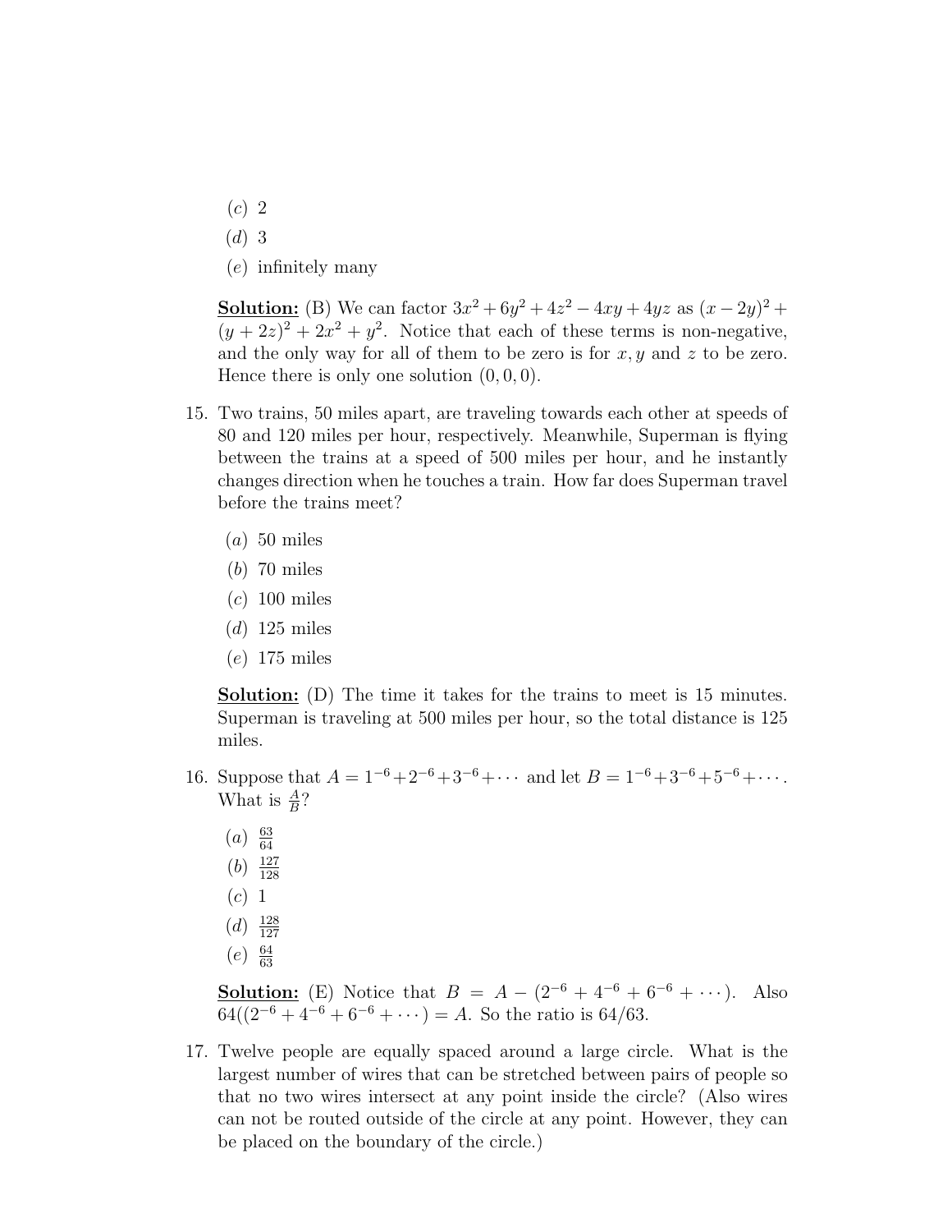(*c*) 2

(*d*) 3

(*e*) infinitely many

**Solution:** (B) We can factor $3x^2 + 6y^2 + 4z^2 - 4xy + 4yz$ as $(x - 2y)^2 + (y + 2z)^2 + 2x^2 + y^2$. Notice that each of these terms is non-negative, and the only way for all of them to be zero is for $x, y$ and $z$ to be zero. Hence there is only one solution $(0, 0, 0)$.

15. Two trains, 50 miles apart, are traveling towards each other at speeds of 80 and 120 miles per hour, respectively. Meanwhile, Superman is flying between the trains at a speed of 500 miles per hour, and he instantly changes direction when he touches a train. How far does Superman travel before the trains meet?

    (*a*) 50 miles

    (*b*) 70 miles

    (*c*) 100 miles

    (*d*) 125 miles

    (*e*) 175 miles

    **Solution:** (D) The time it takes for the trains to meet is 15 minutes. Superman is traveling at 500 miles per hour, so the total distance is 125 miles.

16. Suppose that $A = 1^{-6} + 2^{-6} + 3^{-6} + \cdots$ and let $B = 1^{-6} + 3^{-6} + 5^{-6} + \cdots$. What is $\frac{A}{B}$?

    (*a*) $\frac{63}{64}$

    (*b*) $\frac{127}{128}$

    (*c*) 1

    (*d*) $\frac{128}{127}$

    (*e*) $\frac{64}{63}$

    **Solution:** (E) Notice that $B = A - (2^{-6} + 4^{-6} + 6^{-6} + \cdots)$. Also $64((2^{-6} + 4^{-6} + 6^{-6} + \cdots) = A$. So the ratio is $64/63$.

17. Twelve people are equally spaced around a large circle. What is the largest number of wires that can be stretched between pairs of people so that no two wires intersect at any point inside the circle? (Also wires can not be routed outside of the circle at any point. However, they can be placed on the boundary of the circle.)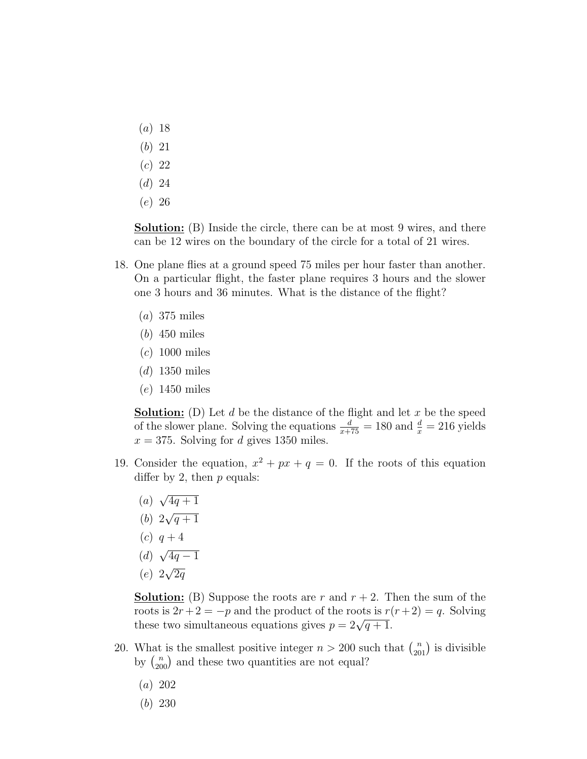- (a) 18
- (b) 21
- (c) 22
- (d) 24
- (e) 26

**Solution:** (B) Inside the circle, there can be at most 9 wires, and there can be 12 wires on the boundary of the circle for a total of 21 wires.

18. One plane flies at a ground speed 75 miles per hour faster than another. On a particular flight, the faster plane requires 3 hours and the slower one 3 hours and 36 minutes. What is the distance of the flight?

    - (a) 375 miles
    - (b) 450 miles
    - (c) 1000 miles
    - (d) 1350 miles
    - (e) 1450 miles

    **Solution:** (D) Let $d$ be the distance of the flight and let $x$ be the speed of the slower plane. Solving the equations $\frac{d}{x+75} = 180$ and $\frac{d}{x} = 216$ yields $x = 375$. Solving for $d$ gives 1350 miles.

19. Consider the equation, $x^2 + px + q = 0$. If the roots of this equation differ by 2, then $p$ equals:

    - (a) $\sqrt{4q+1}$
    - (b) $2\sqrt{q+1}$
    - (c) $q+4$
    - (d) $\sqrt{4q-1}$
    - (e) $2\sqrt{2q}$

    **Solution:** (B) Suppose the roots are $r$ and $r+2$. Then the sum of the roots is $2r+2 = -p$ and the product of the roots is $r(r+2) = q$. Solving these two simultaneous equations gives $p = 2\sqrt{q+1}$.

20. What is the smallest positive integer $n > 200$ such that $\binom{n}{201}$ is divisible by $\binom{n}{200}$ and these two quantities are not equal?

    - (a) 202
    - (b) 230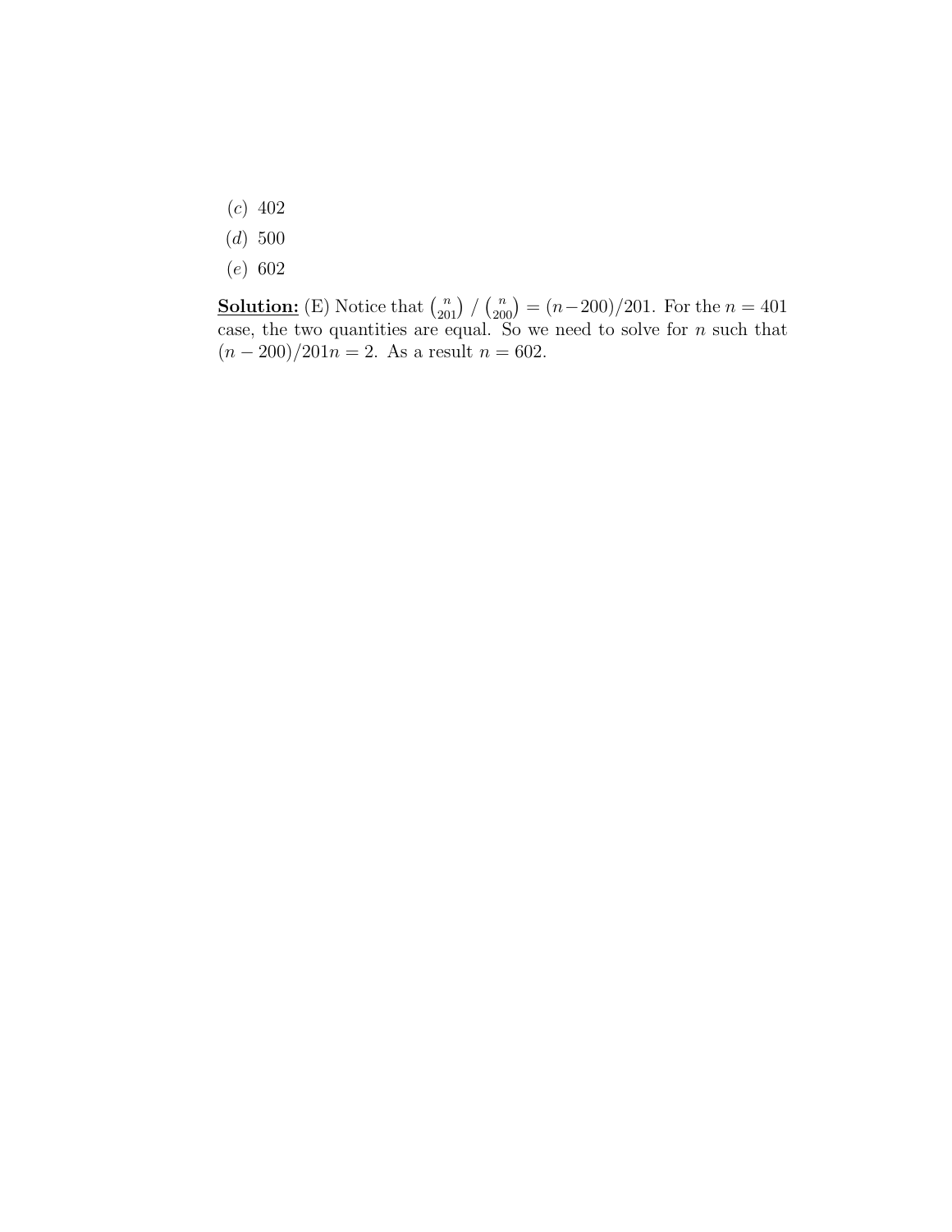(c) 402

(d) 500

(e) 602

**Solution:** (E) Notice that $\binom{n}{201} / \binom{n}{200} = (n-200)/201$. For the $n = 401$ case, the two quantities are equal. So we need to solve for $n$ such that $(n-200)/201n = 2$. As a result $n = 602$.